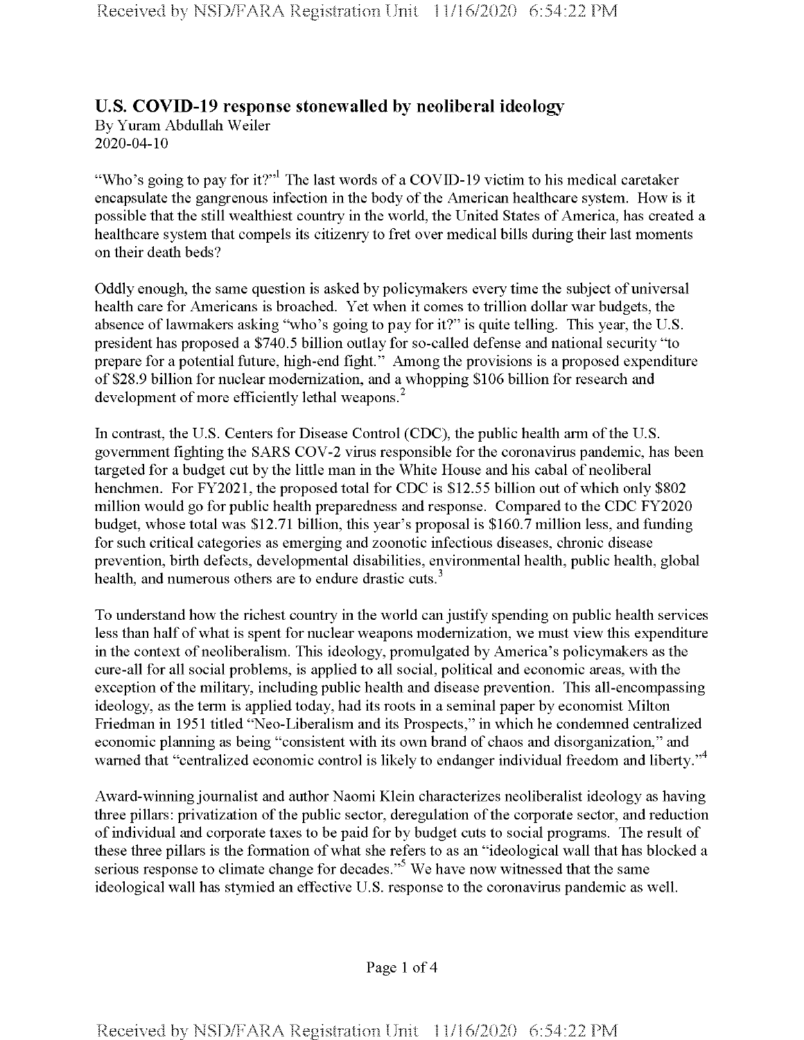# U.S. COVID-19 response stonewalled by neoliberal ideology

By Yuram Abdullah Weiler
2020-04-10

"Who's going to pay for it?"[1] The last words of a COVID-19 victim to his medical caretaker encapsulate the gangrenous infection in the body of the American healthcare system. How is it possible that the still wealthiest country in the world, the United States of America, has created a healthcare system that compels its citizenry to fret over medical bills during their last moments on their death beds?

Oddly enough, the same question is asked by policymakers every time the subject of universal health care for Americans is broached. Yet when it comes to trillion dollar war budgets, the absence of lawmakers asking "who's going to pay for it?" is quite telling. This year, the U.S. president has proposed a $740.5 billion outlay for so-called defense and national security "to prepare for a potential future, high-end fight." Among the provisions is a proposed expenditure of $28.9 billion for nuclear modernization, and a whopping $106 billion for research and development of more efficiently lethal weapons.[2]

In contrast, the U.S. Centers for Disease Control (CDC), the public health arm of the U.S. government fighting the SARS COV-2 virus responsible for the coronavirus pandemic, has been targeted for a budget cut by the little man in the White House and his cabal of neoliberal henchmen. For FY2021, the proposed total for CDC is $12.55 billion out of which only $802 million would go for public health preparedness and response. Compared to the CDC FY2020 budget, whose total was $12.71 billion, this year's proposal is $160.7 million less, and funding for such critical categories as emerging and zoonotic infectious diseases, chronic disease prevention, birth defects, developmental disabilities, environmental health, public health, global health, and numerous others are to endure drastic cuts.[3]

To understand how the richest country in the world can justify spending on public health services less than half of what is spent for nuclear weapons modernization, we must view this expenditure in the context of neoliberalism. This ideology, promulgated by America's policymakers as the cure-all for all social problems, is applied to all social, political and economic areas, with the exception of the military, including public health and disease prevention. This all-encompassing ideology, as the term is applied today, had its roots in a seminal paper by economist Milton Friedman in 1951 titled "Neo-Liberalism and its Prospects," in which he condemned centralized economic planning as being "consistent with its own brand of chaos and disorganization," and warned that "centralized economic control is likely to endanger individual freedom and liberty."[4]

Award-winning journalist and author Naomi Klein characterizes neoliberalist ideology as having three pillars: privatization of the public sector, deregulation of the corporate sector, and reduction of individual and corporate taxes to be paid for by budget cuts to social programs. The result of these three pillars is the formation of what she refers to as an "ideological wall that has blocked a serious response to climate change for decades."[5] We have now witnessed that the same ideological wall has stymied an effective U.S. response to the coronavirus pandemic as well.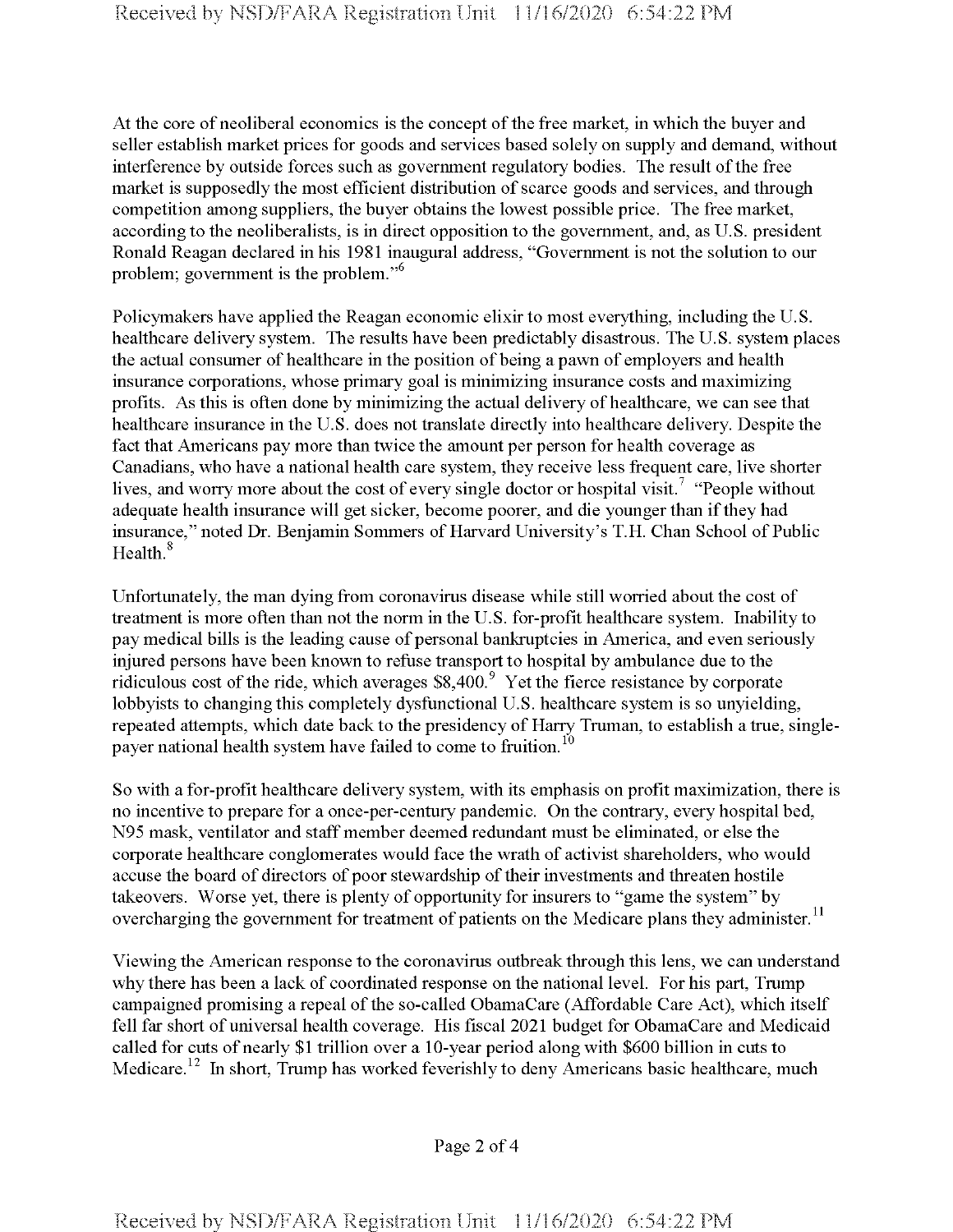At the core of neoliberal economics is the concept of the free market, in which the buyer and seller establish market prices for goods and services based solely on supply and demand, without interference by outside forces such as government regulatory bodies. The result of the free market is supposedly the most efficient distribution of scarce goods and services, and through competition among suppliers, the buyer obtains the lowest possible price. The free market, according to the neoliberalists, is in direct opposition to the government, and, as U.S. president Ronald Reagan declared in his 1981 inaugural address, "Government is not the solution to our problem; government is the problem."[6]

Policymakers have applied the Reagan economic elixir to most everything, including the U.S. healthcare delivery system. The results have been predictably disastrous. The U.S. system places the actual consumer of healthcare in the position of being a pawn of employers and health insurance corporations, whose primary goal is minimizing insurance costs and maximizing profits. As this is often done by minimizing the actual delivery of healthcare, we can see that healthcare insurance in the U.S. does not translate directly into healthcare delivery. Despite the fact that Americans pay more than twice the amount per person for health coverage as Canadians, who have a national health care system, they receive less frequent care, live shorter lives, and worry more about the cost of every single doctor or hospital visit.[7] "People without adequate health insurance will get sicker, become poorer, and die younger than if they had insurance," noted Dr. Benjamin Sommers of Harvard University's T.H. Chan School of Public Health.[8]

Unfortunately, the man dying from coronavirus disease while still worried about the cost of treatment is more often than not the norm in the U.S. for-profit healthcare system. Inability to pay medical bills is the leading cause of personal bankruptcies in America, and even seriously injured persons have been known to refuse transport to hospital by ambulance due to the ridiculous cost of the ride, which averages $8,400.[9] Yet the fierce resistance by corporate lobbyists to changing this completely dysfunctional U.S. healthcare system is so unyielding, repeated attempts, which date back to the presidency of Harry Truman, to establish a true, single-payer national health system have failed to come to fruition.[10]

So with a for-profit healthcare delivery system, with its emphasis on profit maximization, there is no incentive to prepare for a once-per-century pandemic. On the contrary, every hospital bed, N95 mask, ventilator and staff member deemed redundant must be eliminated, or else the corporate healthcare conglomerates would face the wrath of activist shareholders, who would accuse the board of directors of poor stewardship of their investments and threaten hostile takeovers. Worse yet, there is plenty of opportunity for insurers to "game the system" by overcharging the government for treatment of patients on the Medicare plans they administer.[11]

Viewing the American response to the coronavirus outbreak through this lens, we can understand why there has been a lack of coordinated response on the national level. For his part, Trump campaigned promising a repeal of the so-called ObamaCare (Affordable Care Act), which itself fell far short of universal health coverage. His fiscal 2021 budget for ObamaCare and Medicaid called for cuts of nearly $1 trillion over a 10-year period along with $600 billion in cuts to Medicare.[12] In short, Trump has worked feverishly to deny Americans basic healthcare, much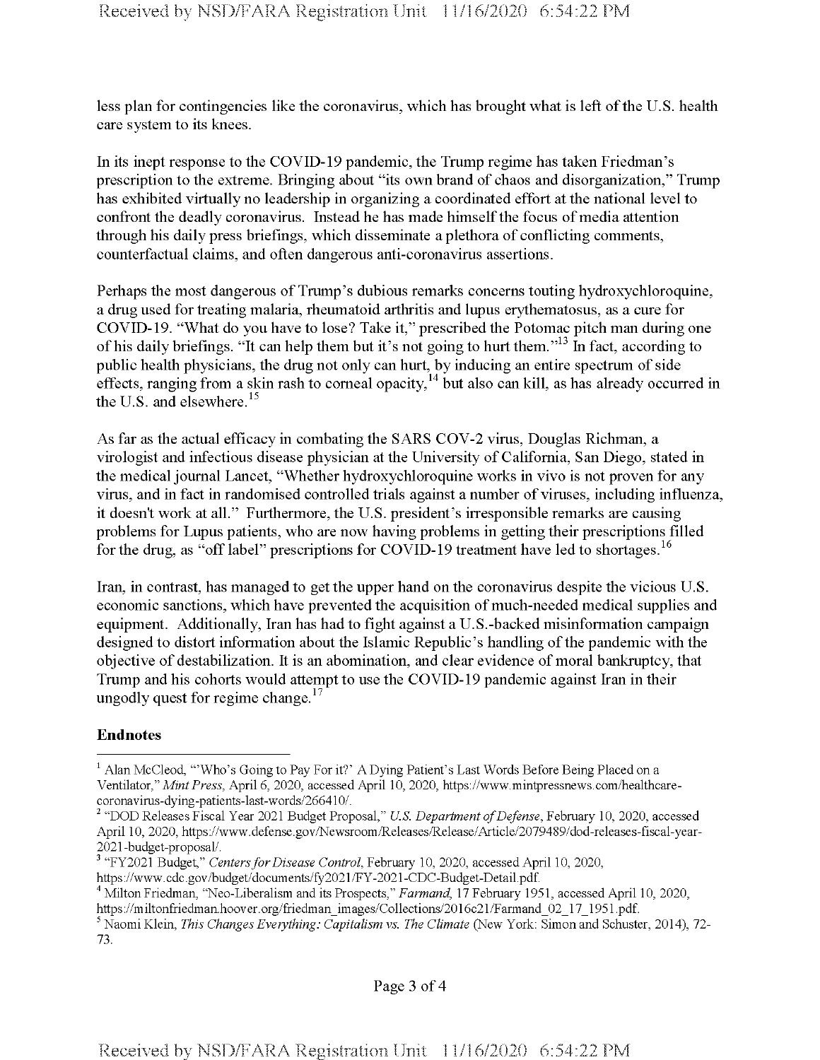less plan for contingencies like the coronavirus, which has brought what is left of the U.S. health care system to its knees.

In its inept response to the COVID-19 pandemic, the Trump regime has taken Friedman's prescription to the extreme. Bringing about "its own brand of chaos and disorganization," Trump has exhibited virtually no leadership in organizing a coordinated effort at the national level to confront the deadly coronavirus. Instead he has made himself the focus of media attention through his daily press briefings, which disseminate a plethora of conflicting comments, counterfactual claims, and often dangerous anti-coronavirus assertions.

Perhaps the most dangerous of Trump's dubious remarks concerns touting hydroxychloroquine, a drug used for treating malaria, rheumatoid arthritis and lupus erythematosus, as a cure for COVID-19. "What do you have to lose? Take it," prescribed the Potomac pitch man during one of his daily briefings. "It can help them but it's not going to hurt them."[13] In fact, according to public health physicians, the drug not only can hurt, by inducing an entire spectrum of side effects, ranging from a skin rash to corneal opacity,[14] but also can kill, as has already occurred in the U.S. and elsewhere.[15]

As far as the actual efficacy in combating the SARS COV-2 virus, Douglas Richman, a virologist and infectious disease physician at the University of California, San Diego, stated in the medical journal Lancet, "Whether hydroxychloroquine works in vivo is not proven for any virus, and in fact in randomised controlled trials against a number of viruses, including influenza, it doesn't work at all." Furthermore, the U.S. president's irresponsible remarks are causing problems for Lupus patients, who are now having problems in getting their prescriptions filled for the drug, as "off label" prescriptions for COVID-19 treatment have led to shortages.[16]

Iran, in contrast, has managed to get the upper hand on the coronavirus despite the vicious U.S. economic sanctions, which have prevented the acquisition of much-needed medical supplies and equipment. Additionally, Iran has had to fight against a U.S.-backed misinformation campaign designed to distort information about the Islamic Republic's handling of the pandemic with the objective of destabilization. It is an abomination, and clear evidence of moral bankruptcy, that Trump and his cohorts would attempt to use the COVID-19 pandemic against Iran in their ungodly quest for regime change.[17]

**Endnotes**

[1] Alan McCleod, "'Who's Going to Pay For it?' A Dying Patient's Last Words Before Being Placed on a Ventilator," *Mint Press*, April 6, 2020, accessed April 10, 2020, https://www.mintpressnews.com/healthcare-coronavirus-dying-patients-last-words/266410/.

[2] "DOD Releases Fiscal Year 2021 Budget Proposal," *U.S. Department of Defense*, February 10, 2020, accessed April 10, 2020, https://www.defense.gov/Newsroom/Releases/Release/Article/2079489/dod-releases-fiscal-year-2021-budget-proposal/.

[3] "FY2021 Budget," *Centers for Disease Control*, February 10, 2020, accessed April 10, 2020, https://www.cdc.gov/budget/documents/fy2021/FY-2021-CDC-Budget-Detail.pdf.

[4] Milton Friedman, "Neo-Liberalism and its Prospects," *Farmand*, 17 February 1951, accessed April 10, 2020, https://miltonfriedman.hoover.org/friedman_images/Collections/2016c21/Farmand_02_17_1951.pdf.

[5] Naomi Klein, *This Changes Everything: Capitalism vs. The Climate* (New York: Simon and Schuster, 2014), 72-73.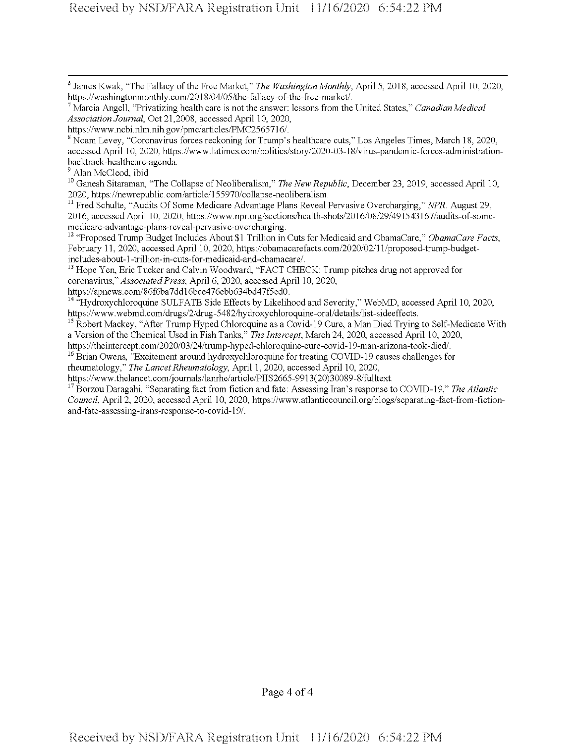[6] James Kwak, "The Fallacy of the Free Market," *The Washington Monthly*, April 5, 2018, accessed April 10, 2020, https://washingtonmonthly.com/2018/04/05/the-fallacy-of-the-free-market/.

[7] Marcia Angell, "Privatizing health care is not the answer: lessons from the United States," *Canadian Medical Association Journal*, Oct 21,2008, accessed April 10, 2020, https://www.ncbi.nlm.nih.gov/pmc/articles/PMC2565716/.

[8] Noam Levey, "Coronavirus forces reckoning for Trump's healthcare cuts," Los Angeles Times, March 18, 2020, accessed April 10, 2020, https://www.latimes.com/politics/story/2020-03-18/virus-pandemic-forces-administration-backtrack-healthcare-agenda.

[9] Alan McCleod, ibid.

[10] Ganesh Sitaraman, "The Collapse of Neoliberalism," *The New Republic*, December 23, 2019, accessed April 10, 2020, https://newrepublic.com/article/155970/collapse-neoliberalism.

[11] Fred Schulte, "Audits Of Some Medicare Advantage Plans Reveal Pervasive Overcharging," *NPR*. August 29, 2016, accessed April 10, 2020, https://www.npr.org/sections/health-shots/2016/08/29/491543167/audits-of-some-medicare-advantage-plans-reveal-pervasive-overcharging.

[12] "Proposed Trump Budget Includes About $1 Trillion in Cuts for Medicaid and ObamaCare," *ObamaCare Facts*, February 11, 2020, accessed April 10, 2020, https://obamacarefacts.com/2020/02/11/proposed-trump-budget-includes-about-1-trillion-in-cuts-for-medicaid-and-obamacare/.

[13] Hope Yen, Eric Tucker and Calvin Woodward, "FACT CHECK: Trump pitches drug not approved for coronavirus," *Associated Press*, April 6, 2020, accessed April 10, 2020, https://apnews.com/86f6ba7dd16bce476ebb634bd47f5ed0.

[14] "Hydroxychloroquine SULFATE Side Effects by Likelihood and Severity," WebMD, accessed April 10, 2020, https://www.webmd.com/drugs/2/drug-5482/hydroxychloroquine-oral/details/list-sideeffects.

[15] Robert Mackey, "After Trump Hyped Chloroquine as a Covid-19 Cure, a Man Died Trying to Self-Medicate With a Version of the Chemical Used in Fish Tanks," *The Intercept*, March 24, 2020, accessed April 10, 2020, https://theintercept.com/2020/03/24/trump-hyped-chloroquine-cure-covid-19-man-arizona-took-died/.

[16] Brian Owens, "Excitement around hydroxychloroquine for treating COVID-19 causes challenges for rheumatology," *The Lancet Rheumatology*, April 1, 2020, accessed April 10, 2020, https://www.thelancet.com/journals/lanrhe/article/PIIS2665-9913(20)30089-8/fulltext.

[17] Borzou Daragahi, "Separating fact from fiction and fate: Assessing Iran's response to COVID-19," *The Atlantic Council*, April 2, 2020, accessed April 10, 2020, https://www.atlanticcouncil.org/blogs/separating-fact-from-fiction-and-fate-assessing-irans-response-to-covid-19/.